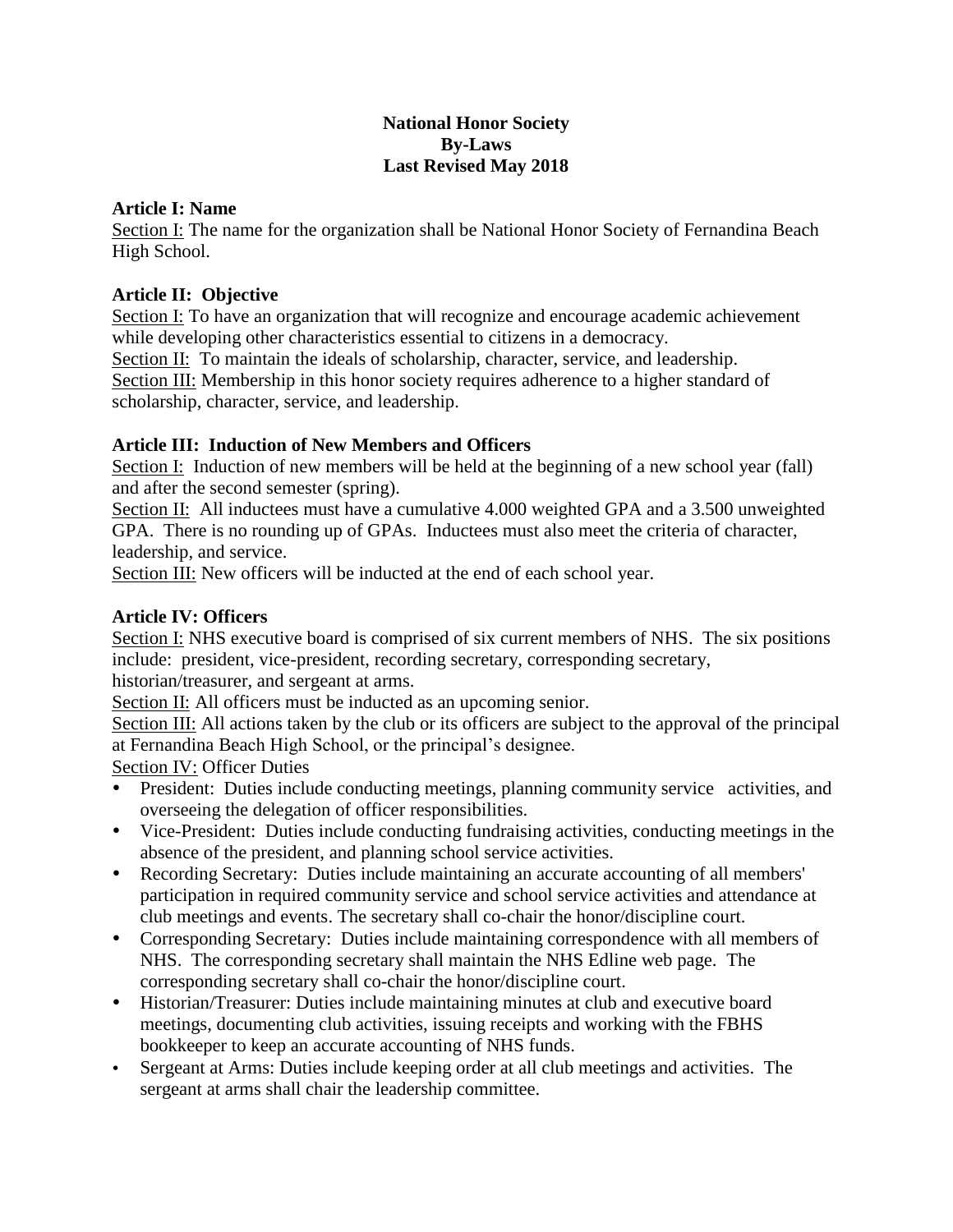# National Honor Society
## By-Laws
### Last Revised May 2018

**Article I: Name**

Section I: The name for the organization shall be National Honor Society of Fernandina Beach High School.

**Article II: Objective**

Section I: To have an organization that will recognize and encourage academic achievement while developing other characteristics essential to citizens in a democracy.
Section II: To maintain the ideals of scholarship, character, service, and leadership.
Section III: Membership in this honor society requires adherence to a higher standard of scholarship, character, service, and leadership.

**Article III: Induction of New Members and Officers**

Section I: Induction of new members will be held at the beginning of a new school year (fall) and after the second semester (spring).
Section II: All inductees must have a cumulative 4.000 weighted GPA and a 3.500 unweighted GPA. There is no rounding up of GPAs. Inductees must also meet the criteria of character, leadership, and service.
Section III: New officers will be inducted at the end of each school year.

**Article IV: Officers**

Section I: NHS executive board is comprised of six current members of NHS. The six positions include: president, vice-president, recording secretary, corresponding secretary, historian/treasurer, and sergeant at arms.
Section II: All officers must be inducted as an upcoming senior.
Section III: All actions taken by the club or its officers are subject to the approval of the principal at Fernandina Beach High School, or the principal's designee.
Section IV: Officer Duties

- President: Duties include conducting meetings, planning community service activities, and overseeing the delegation of officer responsibilities.
- Vice-President: Duties include conducting fundraising activities, conducting meetings in the absence of the president, and planning school service activities.
- Recording Secretary: Duties include maintaining an accurate accounting of all members' participation in required community service and school service activities and attendance at club meetings and events. The secretary shall co-chair the honor/discipline court.
- Corresponding Secretary: Duties include maintaining correspondence with all members of NHS. The corresponding secretary shall maintain the NHS Edline web page. The corresponding secretary shall co-chair the honor/discipline court.
- Historian/Treasurer: Duties include maintaining minutes at club and executive board meetings, documenting club activities, issuing receipts and working with the FBHS bookkeeper to keep an accurate accounting of NHS funds.
- Sergeant at Arms: Duties include keeping order at all club meetings and activities. The sergeant at arms shall chair the leadership committee.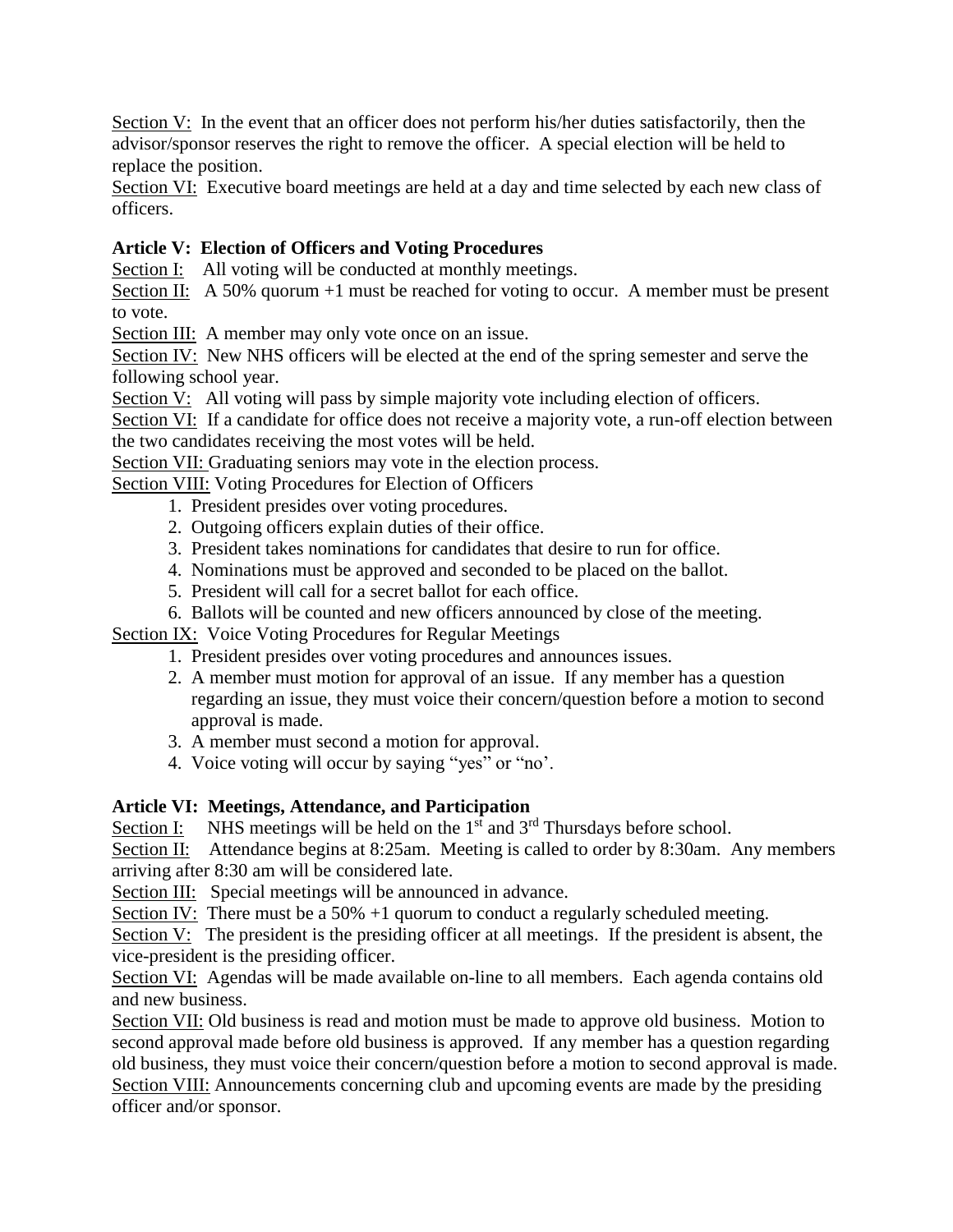Section V: In the event that an officer does not perform his/her duties satisfactorily, then the advisor/sponsor reserves the right to remove the officer. A special election will be held to replace the position.

Section VI: Executive board meetings are held at a day and time selected by each new class of officers.

**Article V: Election of Officers and Voting Procedures**

Section I: All voting will be conducted at monthly meetings.

Section II: A 50% quorum +1 must be reached for voting to occur. A member must be present to vote.

Section III: A member may only vote once on an issue.

Section IV: New NHS officers will be elected at the end of the spring semester and serve the following school year.

Section V: All voting will pass by simple majority vote including election of officers.

Section VI: If a candidate for office does not receive a majority vote, a run-off election between the two candidates receiving the most votes will be held.

Section VII: Graduating seniors may vote in the election process.

Section VIII: Voting Procedures for Election of Officers

1. President presides over voting procedures.
2. Outgoing officers explain duties of their office.
3. President takes nominations for candidates that desire to run for office.
4. Nominations must be approved and seconded to be placed on the ballot.
5. President will call for a secret ballot for each office.
6. Ballots will be counted and new officers announced by close of the meeting.

Section IX: Voice Voting Procedures for Regular Meetings

1. President presides over voting procedures and announces issues.
2. A member must motion for approval of an issue. If any member has a question regarding an issue, they must voice their concern/question before a motion to second approval is made.
3. A member must second a motion for approval.
4. Voice voting will occur by saying "yes" or "no'.

**Article VI: Meetings, Attendance, and Participation**

Section I: NHS meetings will be held on the 1st and 3rd Thursdays before school.

Section II: Attendance begins at 8:25am. Meeting is called to order by 8:30am. Any members arriving after 8:30 am will be considered late.

Section III: Special meetings will be announced in advance.

Section IV: There must be a 50% +1 quorum to conduct a regularly scheduled meeting.

Section V: The president is the presiding officer at all meetings. If the president is absent, the vice-president is the presiding officer.

Section VI: Agendas will be made available on-line to all members. Each agenda contains old and new business.

Section VII: Old business is read and motion must be made to approve old business. Motion to second approval made before old business is approved. If any member has a question regarding old business, they must voice their concern/question before a motion to second approval is made.

Section VIII: Announcements concerning club and upcoming events are made by the presiding officer and/or sponsor.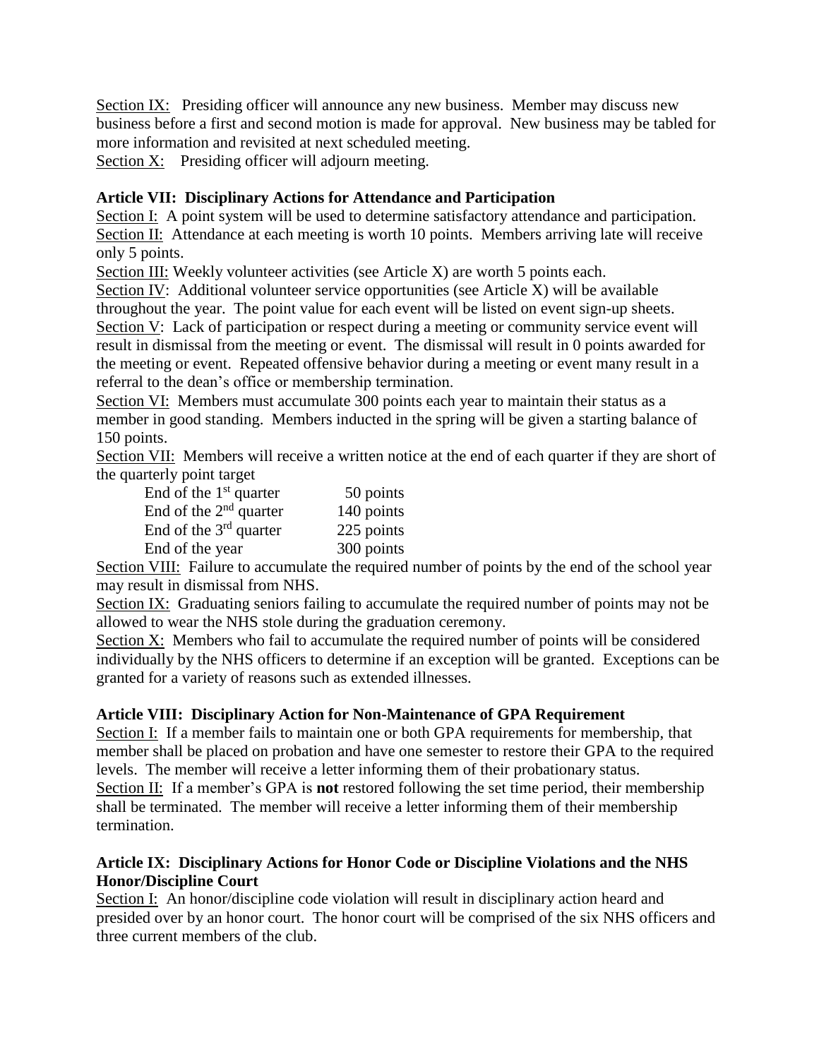Section IX: Presiding officer will announce any new business. Member may discuss new business before a first and second motion is made for approval. New business may be tabled for more information and revisited at next scheduled meeting.

Section X: Presiding officer will adjourn meeting.

**Article VII: Disciplinary Actions for Attendance and Participation**

Section I: A point system will be used to determine satisfactory attendance and participation.

Section II: Attendance at each meeting is worth 10 points. Members arriving late will receive only 5 points.

Section III: Weekly volunteer activities (see Article X) are worth 5 points each.

Section IV: Additional volunteer service opportunities (see Article X) will be available throughout the year. The point value for each event will be listed on event sign-up sheets.

Section V: Lack of participation or respect during a meeting or community service event will result in dismissal from the meeting or event. The dismissal will result in 0 points awarded for the meeting or event. Repeated offensive behavior during a meeting or event many result in a referral to the dean's office or membership termination.

Section VI: Members must accumulate 300 points each year to maintain their status as a member in good standing. Members inducted in the spring will be given a starting balance of 150 points.

Section VII: Members will receive a written notice at the end of each quarter if they are short of the quarterly point target

| | |
|---|---|
| End of the 1st quarter | 50 points |
| End of the 2nd quarter | 140 points |
| End of the 3rd quarter | 225 points |
| End of the year | 300 points |

Section VIII: Failure to accumulate the required number of points by the end of the school year may result in dismissal from NHS.

Section IX: Graduating seniors failing to accumulate the required number of points may not be allowed to wear the NHS stole during the graduation ceremony.

Section X: Members who fail to accumulate the required number of points will be considered individually by the NHS officers to determine if an exception will be granted. Exceptions can be granted for a variety of reasons such as extended illnesses.

**Article VIII: Disciplinary Action for Non-Maintenance of GPA Requirement**

Section I: If a member fails to maintain one or both GPA requirements for membership, that member shall be placed on probation and have one semester to restore their GPA to the required levels. The member will receive a letter informing them of their probationary status.

Section II: If a member's GPA is **not** restored following the set time period, their membership shall be terminated. The member will receive a letter informing them of their membership termination.

**Article IX: Disciplinary Actions for Honor Code or Discipline Violations and the NHS Honor/Discipline Court**

Section I: An honor/discipline code violation will result in disciplinary action heard and presided over by an honor court. The honor court will be comprised of the six NHS officers and three current members of the club.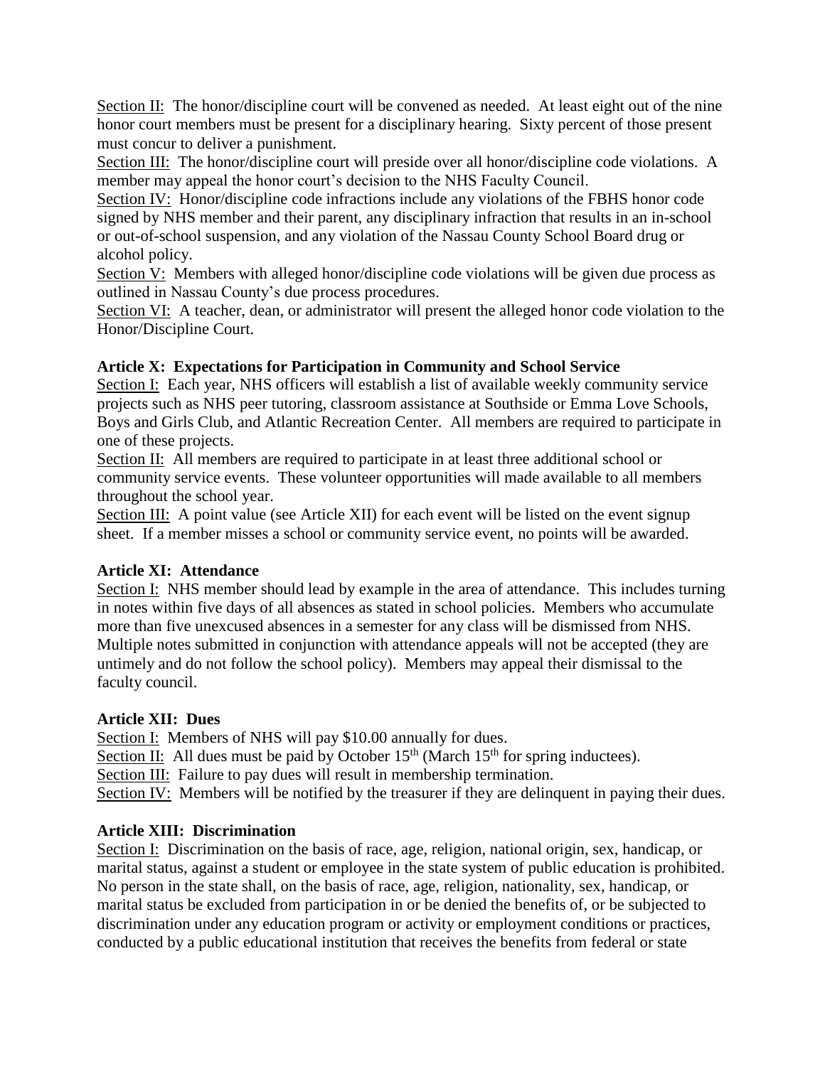<u>Section II:</u> The honor/discipline court will be convened as needed. At least eight out of the nine honor court members must be present for a disciplinary hearing. Sixty percent of those present must concur to deliver a punishment.

<u>Section III:</u> The honor/discipline court will preside over all honor/discipline code violations. A member may appeal the honor court's decision to the NHS Faculty Council.

<u>Section IV:</u> Honor/discipline code infractions include any violations of the FBHS honor code signed by NHS member and their parent, any disciplinary infraction that results in an in-school or out-of-school suspension, and any violation of the Nassau County School Board drug or alcohol policy.

<u>Section V:</u> Members with alleged honor/discipline code violations will be given due process as outlined in Nassau County's due process procedures.

<u>Section VI:</u> A teacher, dean, or administrator will present the alleged honor code violation to the Honor/Discipline Court.

**Article X: Expectations for Participation in Community and School Service**

<u>Section I:</u> Each year, NHS officers will establish a list of available weekly community service projects such as NHS peer tutoring, classroom assistance at Southside or Emma Love Schools, Boys and Girls Club, and Atlantic Recreation Center. All members are required to participate in one of these projects.

<u>Section II:</u> All members are required to participate in at least three additional school or community service events. These volunteer opportunities will made available to all members throughout the school year.

<u>Section III:</u> A point value (see Article XII) for each event will be listed on the event signup sheet. If a member misses a school or community service event, no points will be awarded.

**Article XI: Attendance**

<u>Section I:</u> NHS member should lead by example in the area of attendance. This includes turning in notes within five days of all absences as stated in school policies. Members who accumulate more than five unexcused absences in a semester for any class will be dismissed from NHS. Multiple notes submitted in conjunction with attendance appeals will not be accepted (they are untimely and do not follow the school policy). Members may appeal their dismissal to the faculty council.

**Article XII: Dues**

<u>Section I:</u> Members of NHS will pay $10.00 annually for dues.

<u>Section II:</u> All dues must be paid by October 15th (March 15th for spring inductees).

<u>Section III:</u> Failure to pay dues will result in membership termination.

<u>Section IV:</u> Members will be notified by the treasurer if they are delinquent in paying their dues.

**Article XIII: Discrimination**

<u>Section I:</u> Discrimination on the basis of race, age, religion, national origin, sex, handicap, or marital status, against a student or employee in the state system of public education is prohibited. No person in the state shall, on the basis of race, age, religion, nationality, sex, handicap, or marital status be excluded from participation in or be denied the benefits of, or be subjected to discrimination under any education program or activity or employment conditions or practices, conducted by a public educational institution that receives the benefits from federal or state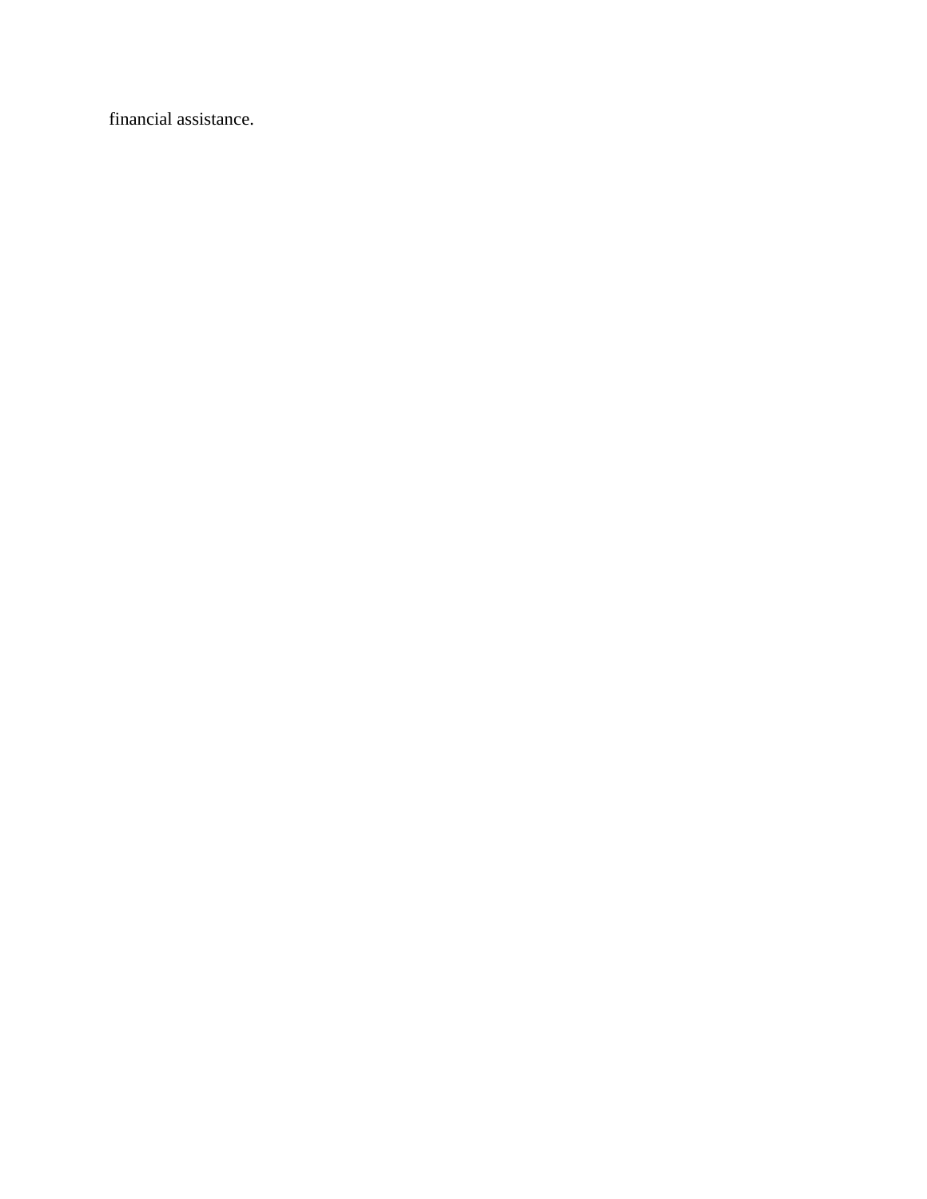financial assistance.